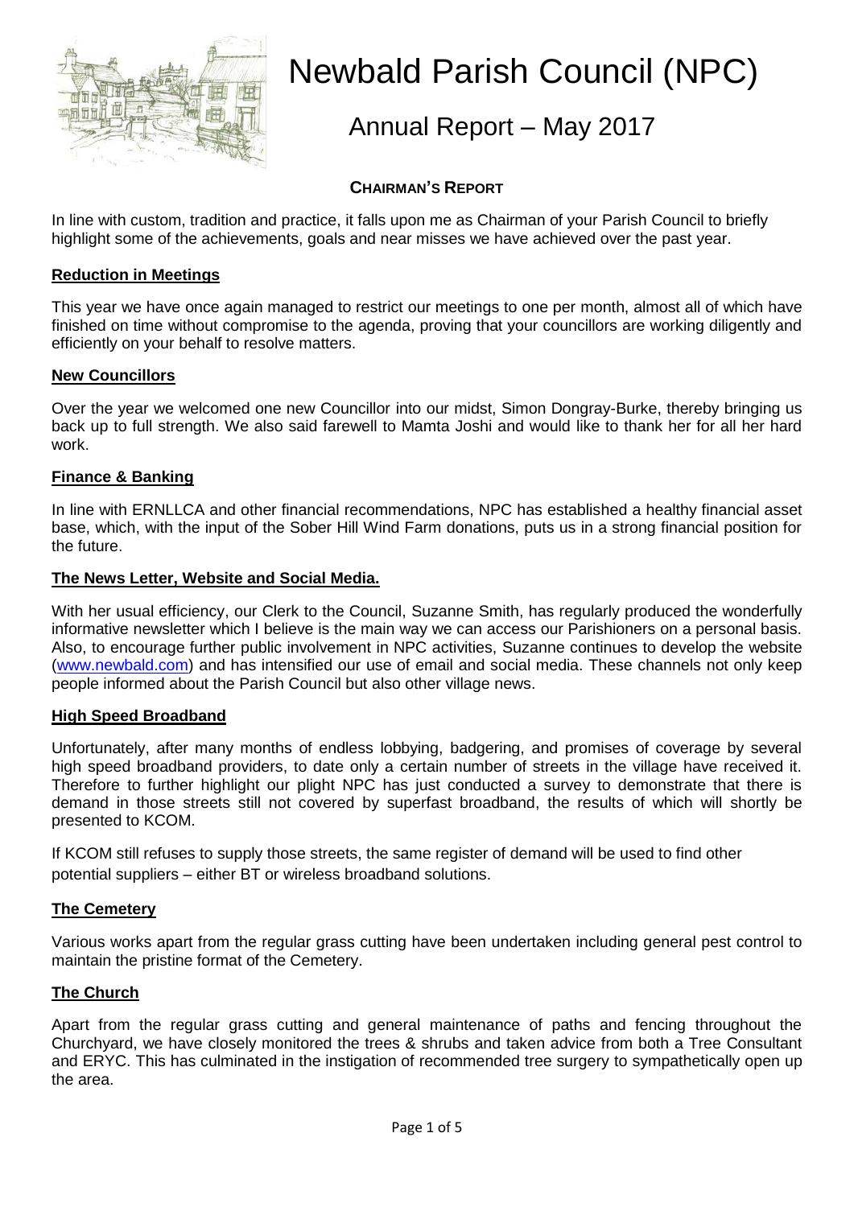# Newbald Parish Council (NPC)

## Annual Report – May 2017

### CHAIRMAN'S REPORT

In line with custom, tradition and practice, it falls upon me as Chairman of your Parish Council to briefly highlight some of the achievements, goals and near misses we have achieved over the past year.

**Reduction in Meetings**

This year we have once again managed to restrict our meetings to one per month, almost all of which have finished on time without compromise to the agenda, proving that your councillors are working diligently and efficiently on your behalf to resolve matters.

**New Councillors**

Over the year we welcomed one new Councillor into our midst, Simon Dongray-Burke, thereby bringing us back up to full strength. We also said farewell to Mamta Joshi and would like to thank her for all her hard work.

**Finance & Banking**

In line with ERNLLCA and other financial recommendations, NPC has established a healthy financial asset base, which, with the input of the Sober Hill Wind Farm donations, puts us in a strong financial position for the future.

**The News Letter, Website and Social Media.**

With her usual efficiency, our Clerk to the Council, Suzanne Smith, has regularly produced the wonderfully informative newsletter which I believe is the main way we can access our Parishioners on a personal basis. Also, to encourage further public involvement in NPC activities, Suzanne continues to develop the website (www.newbald.com) and has intensified our use of email and social media. These channels not only keep people informed about the Parish Council but also other village news.

**High Speed Broadband**

Unfortunately, after many months of endless lobbying, badgering, and promises of coverage by several high speed broadband providers, to date only a certain number of streets in the village have received it. Therefore to further highlight our plight NPC has just conducted a survey to demonstrate that there is demand in those streets still not covered by superfast broadband, the results of which will shortly be presented to KCOM.

If KCOM still refuses to supply those streets, the same register of demand will be used to find other potential suppliers – either BT or wireless broadband solutions.

**The Cemetery**

Various works apart from the regular grass cutting have been undertaken including general pest control to maintain the pristine format of the Cemetery.

**The Church**

Apart from the regular grass cutting and general maintenance of paths and fencing throughout the Churchyard, we have closely monitored the trees & shrubs and taken advice from both a Tree Consultant and ERYC. This has culminated in the instigation of recommended tree surgery to sympathetically open up the area.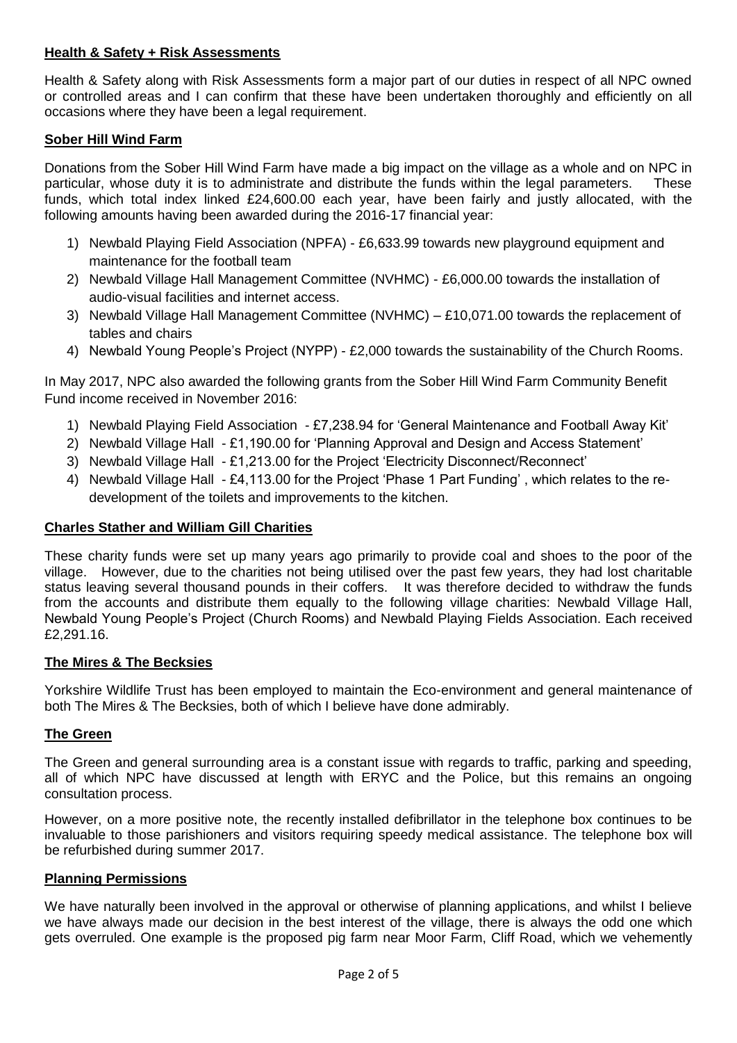## Health & Safety + Risk Assessments

Health & Safety along with Risk Assessments form a major part of our duties in respect of all NPC owned or controlled areas and I can confirm that these have been undertaken thoroughly and efficiently on all occasions where they have been a legal requirement.

## Sober Hill Wind Farm

Donations from the Sober Hill Wind Farm have made a big impact on the village as a whole and on NPC in particular, whose duty it is to administrate and distribute the funds within the legal parameters. These funds, which total index linked £24,600.00 each year, have been fairly and justly allocated, with the following amounts having been awarded during the 2016-17 financial year:

1) Newbald Playing Field Association (NPFA) - £6,633.99 towards new playground equipment and maintenance for the football team
2) Newbald Village Hall Management Committee (NVHMC) - £6,000.00 towards the installation of audio-visual facilities and internet access.
3) Newbald Village Hall Management Committee (NVHMC) – £10,071.00 towards the replacement of tables and chairs
4) Newbald Young People's Project (NYPP) - £2,000 towards the sustainability of the Church Rooms.

In May 2017, NPC also awarded the following grants from the Sober Hill Wind Farm Community Benefit Fund income received in November 2016:

1) Newbald Playing Field Association - £7,238.94 for 'General Maintenance and Football Away Kit'
2) Newbald Village Hall - £1,190.00 for 'Planning Approval and Design and Access Statement'
3) Newbald Village Hall - £1,213.00 for the Project 'Electricity Disconnect/Reconnect'
4) Newbald Village Hall - £4,113.00 for the Project 'Phase 1 Part Funding' , which relates to the re-development of the toilets and improvements to the kitchen.

## Charles Stather and William Gill Charities

These charity funds were set up many years ago primarily to provide coal and shoes to the poor of the village. However, due to the charities not being utilised over the past few years, they had lost charitable status leaving several thousand pounds in their coffers. It was therefore decided to withdraw the funds from the accounts and distribute them equally to the following village charities: Newbald Village Hall, Newbald Young People's Project (Church Rooms) and Newbald Playing Fields Association. Each received £2,291.16.

## The Mires & The Becksies

Yorkshire Wildlife Trust has been employed to maintain the Eco-environment and general maintenance of both The Mires & The Becksies, both of which I believe have done admirably.

## The Green

The Green and general surrounding area is a constant issue with regards to traffic, parking and speeding, all of which NPC have discussed at length with ERYC and the Police, but this remains an ongoing consultation process.

However, on a more positive note, the recently installed defibrillator in the telephone box continues to be invaluable to those parishioners and visitors requiring speedy medical assistance. The telephone box will be refurbished during summer 2017.

## Planning Permissions

We have naturally been involved in the approval or otherwise of planning applications, and whilst I believe we have always made our decision in the best interest of the village, there is always the odd one which gets overruled. One example is the proposed pig farm near Moor Farm, Cliff Road, which we vehemently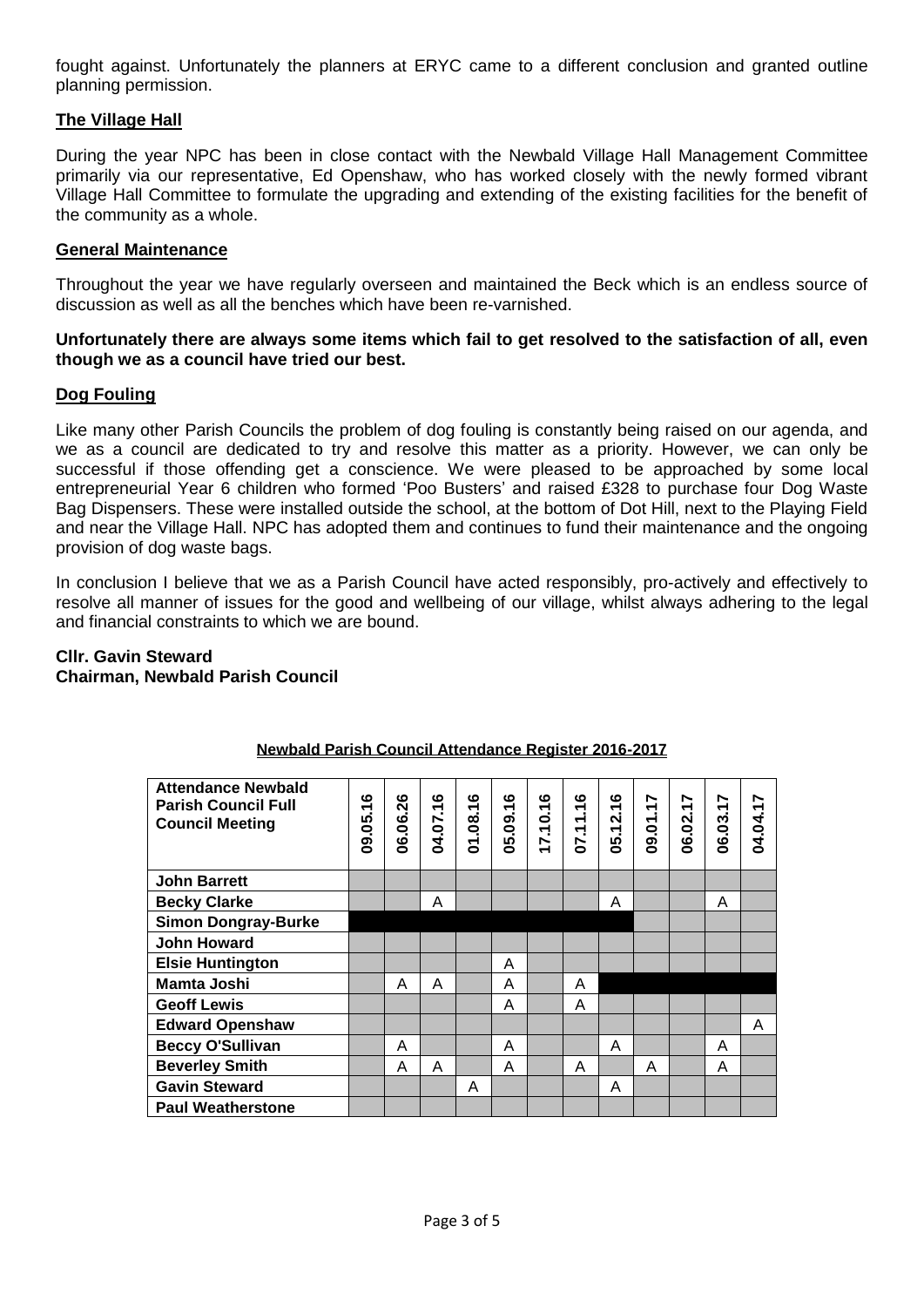fought against. Unfortunately the planners at ERYC came to a different conclusion and granted outline planning permission.

## The Village Hall

During the year NPC has been in close contact with the Newbald Village Hall Management Committee primarily via our representative, Ed Openshaw, who has worked closely with the newly formed vibrant Village Hall Committee to formulate the upgrading and extending of the existing facilities for the benefit of the community as a whole.

## General Maintenance

Throughout the year we have regularly overseen and maintained the Beck which is an endless source of discussion as well as all the benches which have been re-varnished.

**Unfortunately there are always some items which fail to get resolved to the satisfaction of all, even though we as a council have tried our best.**

## Dog Fouling

Like many other Parish Councils the problem of dog fouling is constantly being raised on our agenda, and we as a council are dedicated to try and resolve this matter as a priority. However, we can only be successful if those offending get a conscience. We were pleased to be approached by some local entrepreneurial Year 6 children who formed 'Poo Busters' and raised £328 to purchase four Dog Waste Bag Dispensers. These were installed outside the school, at the bottom of Dot Hill, next to the Playing Field and near the Village Hall. NPC has adopted them and continues to fund their maintenance and the ongoing provision of dog waste bags.

In conclusion I believe that we as a Parish Council have acted responsibly, pro-actively and effectively to resolve all manner of issues for the good and wellbeing of our village, whilst always adhering to the legal and financial constraints to which we are bound.

**Cllr. Gavin Steward**
**Chairman, Newbald Parish Council**

**Newbald Parish Council Attendance Register 2016-2017**

| Attendance Newbald Parish Council Full Council Meeting | 09.05.16 | 06.06.26 | 04.07.16 | 01.08.16 | 05.09.16 | 17.10.16 | 07.11.16 | 05.12.16 | 09.01.17 | 06.02.17 | 06.03.17 | 04.04.17 |
|---|---|---|---|---|---|---|---|---|---|---|---|---|
| **John Barrett** | | | | | | | | | | | | |
| **Becky Clarke** | | | A | | | | | A | | | A | |
| **Simon Dongray-Burke** | | | | | | | | | | | | |
| **John Howard** | | | | | | | | | | | | |
| **Elsie Huntington** | | | | | A | | | | | | | |
| **Mamta Joshi** | | A | A | | A | | A | | | | | |
| **Geoff Lewis** | | | | | A | | A | | | | | |
| **Edward Openshaw** | | | | | | | | | | | | A |
| **Beccy O'Sullivan** | | A | | | A | | | A | | | A | |
| **Beverley Smith** | | A | A | | A | | A | | A | | A | |
| **Gavin Steward** | | | | A | | | | A | | | | |
| **Paul Weatherstone** | | | | | | | | | | | | |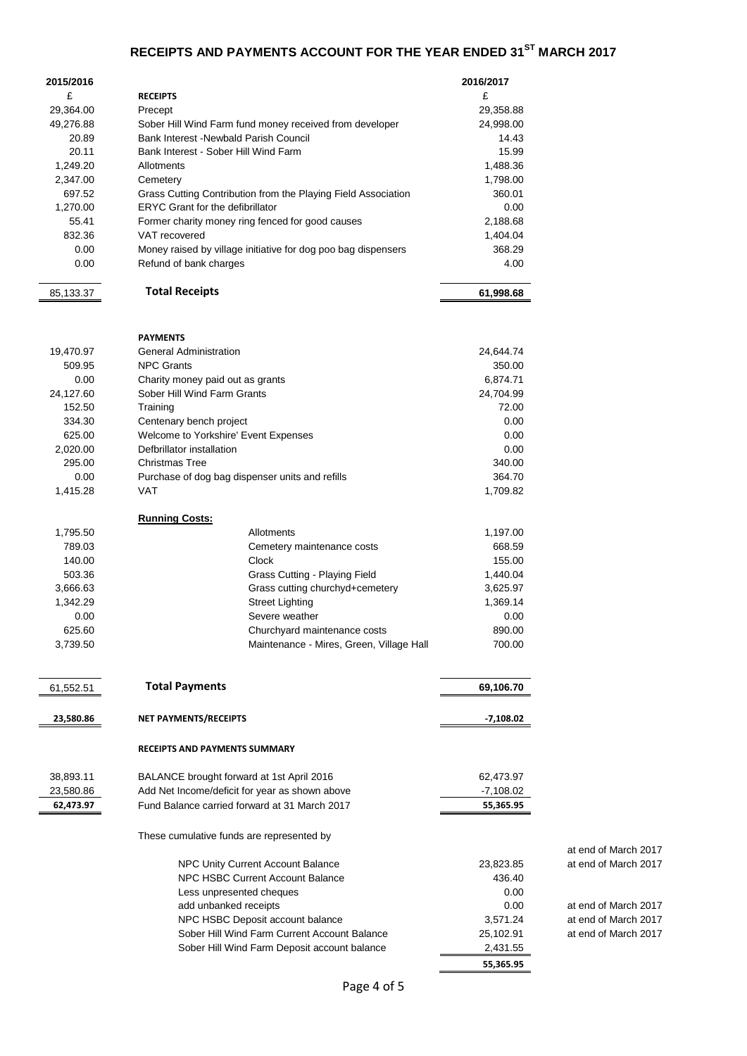# RECEIPTS AND PAYMENTS ACCOUNT FOR THE YEAR ENDED 31ST MARCH 2017

| 2015/2016 | | 2016/2017 | |
|---|---|---|---|
| £ | **RECEIPTS** | £ | |
| 29,364.00 | Precept | 29,358.88 | |
| 49,276.88 | Sober Hill Wind Farm fund money received from developer | 24,998.00 | |
| 20.89 | Bank Interest -Newbald Parish Council | 14.43 | |
| 20.11 | Bank Interest - Sober Hill Wind Farm | 15.99 | |
| 1,249.20 | Allotments | 1,488.36 | |
| 2,347.00 | Cemetery | 1,798.00 | |
| 697.52 | Grass Cutting Contribution from the Playing Field Association | 360.01 | |
| 1,270.00 | ERYC Grant for the defibrillator | 0.00 | |
| 55.41 | Former charity money ring fenced for good causes | 2,188.68 | |
| 832.36 | VAT recovered | 1,404.04 | |
| 0.00 | Money raised by village initiative for dog poo bag dispensers | 368.29 | |
| 0.00 | Refund of bank charges | 4.00 | |
| 85,133.37 | **Total Receipts** | **61,998.68** | |
| | **PAYMENTS** | | |
| 19,470.97 | General Administration | 24,644.74 | |
| 509.95 | NPC Grants | 350.00 | |
| 0.00 | Charity money paid out as grants | 6,874.71 | |
| 24,127.60 | Sober Hill Wind Farm Grants | 24,704.99 | |
| 152.50 | Training | 72.00 | |
| 334.30 | Centenary bench project | 0.00 | |
| 625.00 | Welcome to Yorkshire' Event Expenses | 0.00 | |
| 2,020.00 | Defbrillator installation | 0.00 | |
| 295.00 | Christmas Tree | 340.00 | |
| 0.00 | Purchase of dog bag dispenser units and refills | 364.70 | |
| 1,415.28 | VAT | 1,709.82 | |
| | **Running Costs:** | | |
| 1,795.50 | Allotments | 1,197.00 | |
| 789.03 | Cemetery maintenance costs | 668.59 | |
| 140.00 | Clock | 155.00 | |
| 503.36 | Grass Cutting - Playing Field | 1,440.04 | |
| 3,666.63 | Grass cutting churchyd+cemetery | 3,625.97 | |
| 1,342.29 | Street Lighting | 1,369.14 | |
| 0.00 | Severe weather | 0.00 | |
| 625.60 | Churchyard maintenance costs | 890.00 | |
| 3,739.50 | Maintenance - Mires, Green, Village Hall | 700.00 | |
| 61,552.51 | **Total Payments** | **69,106.70** | |
| **23,580.86** | **NET PAYMENTS/RECEIPTS** | **-7,108.02** | |
| | **RECEIPTS AND PAYMENTS SUMMARY** | | |
| 38,893.11 | BALANCE brought forward at 1st April 2016 | 62,473.97 | |
| 23,580.86 | Add Net Income/deficit for year as shown above | -7,108.02 | |
| **62,473.97** | Fund Balance carried forward at 31 March 2017 | **55,365.95** | |
| | These cumulative funds are represented by | | at end of March 2017 |
| | NPC Unity Current Account Balance | 23,823.85 | at end of March 2017 |
| | NPC HSBC Current Account Balance | 436.40 | |
| | Less unpresented cheques | 0.00 | |
| | add unbanked receipts | 0.00 | at end of March 2017 |
| | NPC HSBC Deposit account balance | 3,571.24 | at end of March 2017 |
| | Sober Hill Wind Farm Current Account Balance | 25,102.91 | at end of March 2017 |
| | Sober Hill Wind Farm Deposit account balance | 2,431.55 | |
| | | **55,365.95** | |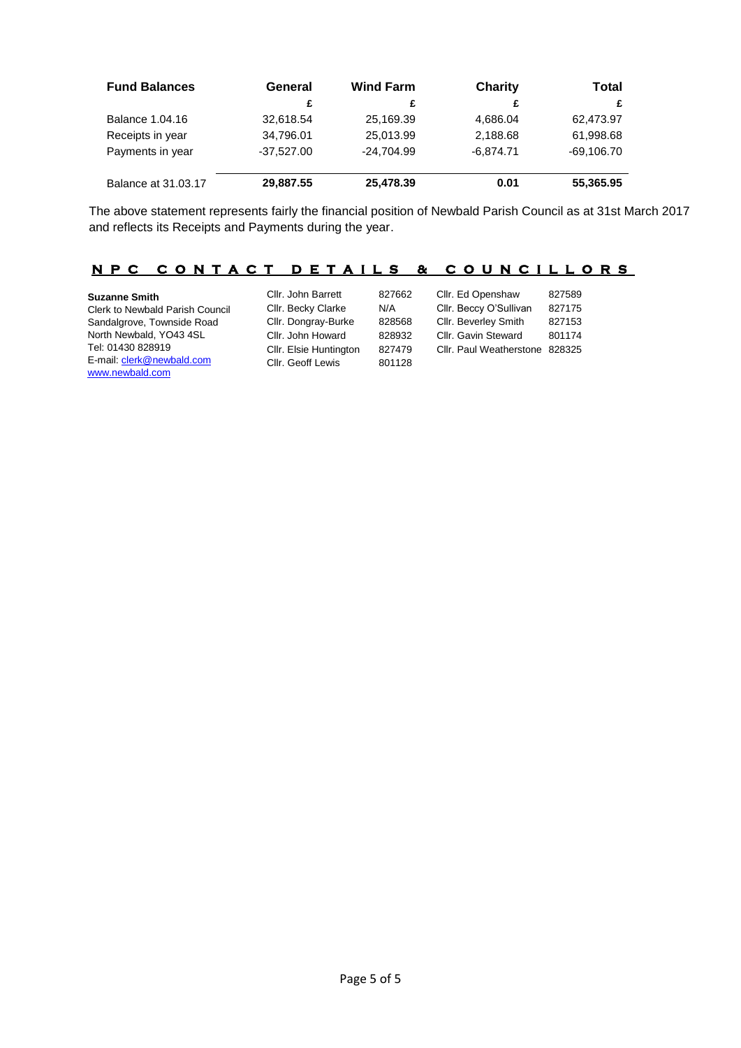| Fund Balances | General | Wind Farm | Charity | Total |
|---|---|---|---|---|
| | £ | £ | £ | £ |
| Balance 1.04.16 | 32,618.54 | 25,169.39 | 4,686.04 | 62,473.97 |
| Receipts in year | 34,796.01 | 25,013.99 | 2,188.68 | 61,998.68 |
| Payments in year | -37,527.00 | -24,704.99 | -6,874.71 | -69,106.70 |
| **Balance at 31.03.17** | **29,887.55** | **25,478.39** | **0.01** | **55,365.95** |

The above statement represents fairly the financial position of Newbald Parish Council as at 31st March 2017 and reflects its Receipts and Payments during the year.

## NPC CONTACT DETAILS & COUNCILLORS

**Suzanne Smith**
Clerk to Newbald Parish Council
Sandalgrove, Townside Road
North Newbald, YO43 4SL
Tel: 01430 828919
E-mail: clerk@newbald.com
www.newbald.com

| | |
|---|---|
| Cllr. John Barrett | 827662 |
| Cllr. Becky Clarke | N/A |
| Cllr. Dongray-Burke | 828568 |
| Cllr. John Howard | 828932 |
| Cllr. Elsie Huntington | 827479 |
| Cllr. Geoff Lewis | 801128 |
| Cllr. Ed Openshaw | 827589 |
| Cllr. Beccy O'Sullivan | 827175 |
| Cllr. Beverley Smith | 827153 |
| Cllr. Gavin Steward | 801174 |
| Cllr. Paul Weatherstone | 828325 |